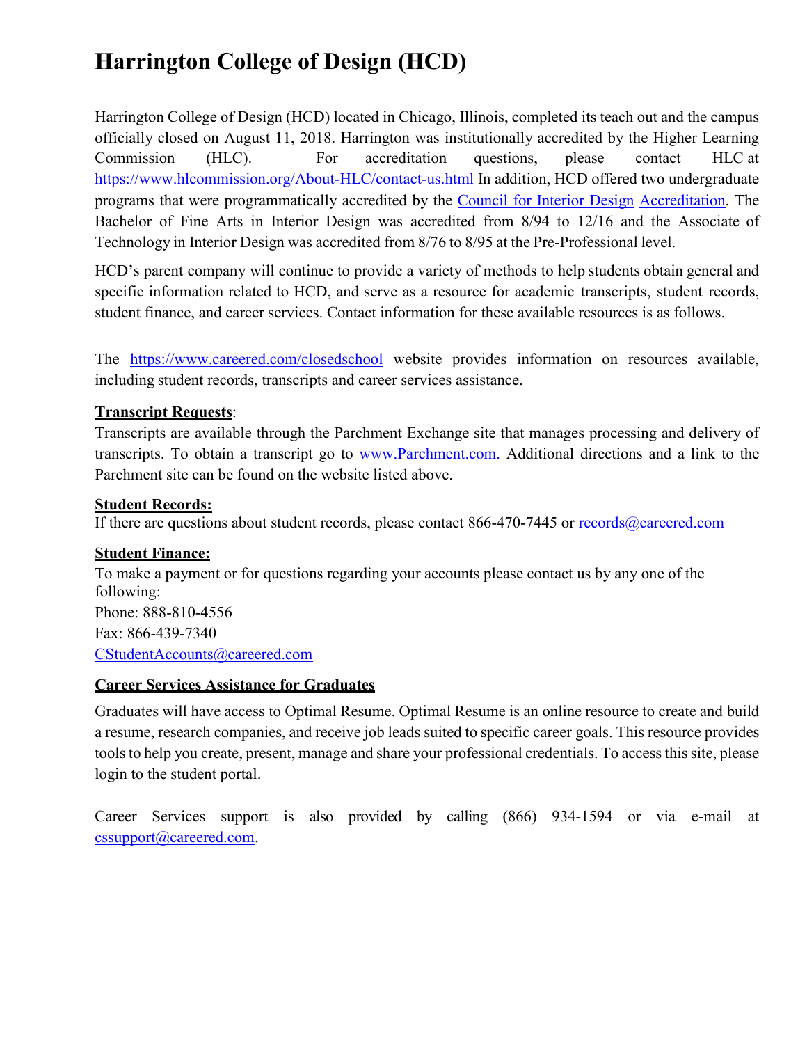# Harrington College of Design (HCD)

Harrington College of Design (HCD) located in Chicago, Illinois, completed its teach out and the campus officially closed on August 11, 2018. Harrington was institutionally accredited by the Higher Learning Commission (HLC). For accreditation questions, please contact HLC at https://www.hlcommission.org/About-HLC/contact-us.html In addition, HCD offered two undergraduate programs that were programmatically accredited by the Council for Interior Design Accreditation. The Bachelor of Fine Arts in Interior Design was accredited from 8/94 to 12/16 and the Associate of Technology in Interior Design was accredited from 8/76 to 8/95 at the Pre-Professional level.

HCD's parent company will continue to provide a variety of methods to help students obtain general and specific information related to HCD, and serve as a resource for academic transcripts, student records, student finance, and career services. Contact information for these available resources is as follows.

The https://www.careered.com/closedschool website provides information on resources available, including student records, transcripts and career services assistance.

**Transcript Requests**:

Transcripts are available through the Parchment Exchange site that manages processing and delivery of transcripts. To obtain a transcript go to www.Parchment.com. Additional directions and a link to the Parchment site can be found on the website listed above.

**Student Records:**

If there are questions about student records, please contact 866-470-7445 or records@careered.com

**Student Finance:**

To make a payment or for questions regarding your accounts please contact us by any one of the following:

Phone: 888-810-4556

Fax: 866-439-7340

CStudentAccounts@careered.com

**Career Services Assistance for Graduates**

Graduates will have access to Optimal Resume. Optimal Resume is an online resource to create and build a resume, research companies, and receive job leads suited to specific career goals. This resource provides tools to help you create, present, manage and share your professional credentials. To access this site, please login to the student portal.

Career Services support is also provided by calling (866) 934-1594 or via e-mail at cssupport@careered.com.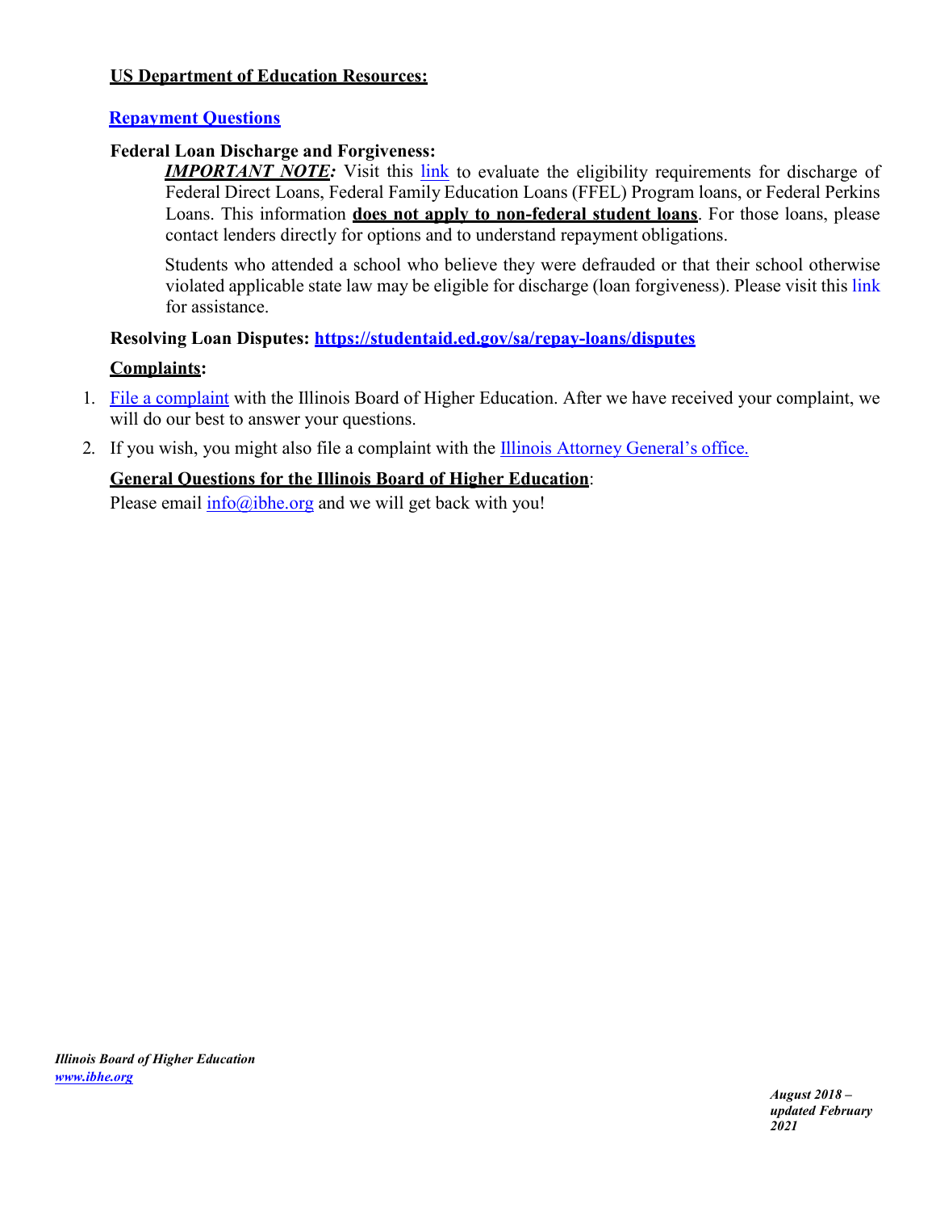**US Department of Education Resources:**

**Repayment Questions**

**Federal Loan Discharge and Forgiveness:**

***IMPORTANT NOTE:*** Visit this link to evaluate the eligibility requirements for discharge of Federal Direct Loans, Federal Family Education Loans (FFEL) Program loans, or Federal Perkins Loans. This information **does not apply to non-federal student loans**. For those loans, please contact lenders directly for options and to understand repayment obligations.

Students who attended a school who believe they were defrauded or that their school otherwise violated applicable state law may be eligible for discharge (loan forgiveness). Please visit this link for assistance.

**Resolving Loan Disputes: https://studentaid.ed.gov/sa/repay-loans/disputes**

**Complaints:**

1. File a complaint with the Illinois Board of Higher Education. After we have received your complaint, we will do our best to answer your questions.
2. If you wish, you might also file a complaint with the Illinois Attorney General's office.

**General Questions for the Illinois Board of Higher Education**:

Please email info@ibhe.org and we will get back with you!

***Illinois Board of Higher Education***
***www.ibhe.org***

***August 2018 – updated February 2021***